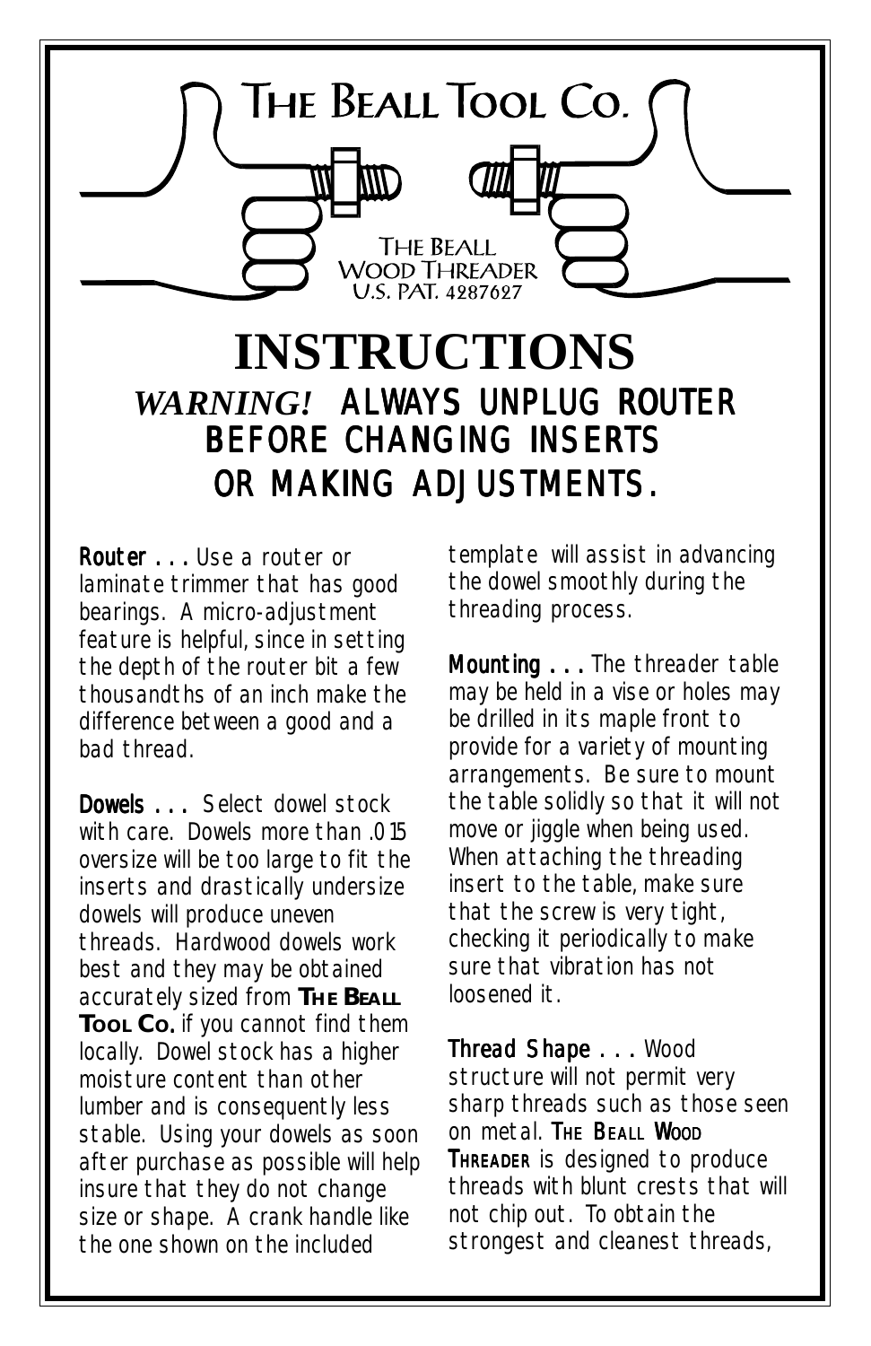# THE BEALL TOOL CO.

THE BEALL WOOD THREADER
U.S. PAT. 4287627

# INSTRUCTIONS

## *WARNING!* ALWAYS UNPLUG ROUTER BEFORE CHANGING INSERTS OR MAKING ADJUSTMENTS.

**Router . . .** Use a router or laminate trimmer that has good bearings. A micro-adjustment feature is helpful, since in setting the depth of the router bit a few thousandths of an inch make the difference between a good and a bad thread.

**Dowels . . .** Select dowel stock with care. Dowels more than .015 oversize will be too large to fit the inserts and drastically undersize dowels will produce uneven threads. Hardwood dowels work best and they may be obtained accurately sized from **THE BEALL TOOL CO.** if you cannot find them locally. Dowel stock has a higher moisture content than other lumber and is consequently less stable. Using your dowels as soon after purchase as possible will help insure that they do not change size or shape. A crank handle like the one shown on the included template will assist in advancing the dowel smoothly during the threading process.

**Mounting . . .** The threader table may be held in a vise or holes may be drilled in its maple front to provide for a variety of mounting arrangements. Be sure to mount the table solidly so that it will not move or jiggle when being used. When attaching the threading insert to the table, make sure that the screw is very tight, checking it periodically to make sure that vibration has not loosened it.

**Thread Shape . . .** Wood structure will not permit very sharp threads such as those seen on metal. **THE BEALL WOOD THREADER** is designed to produce threads with blunt crests that will not chip out. To obtain the strongest and cleanest threads,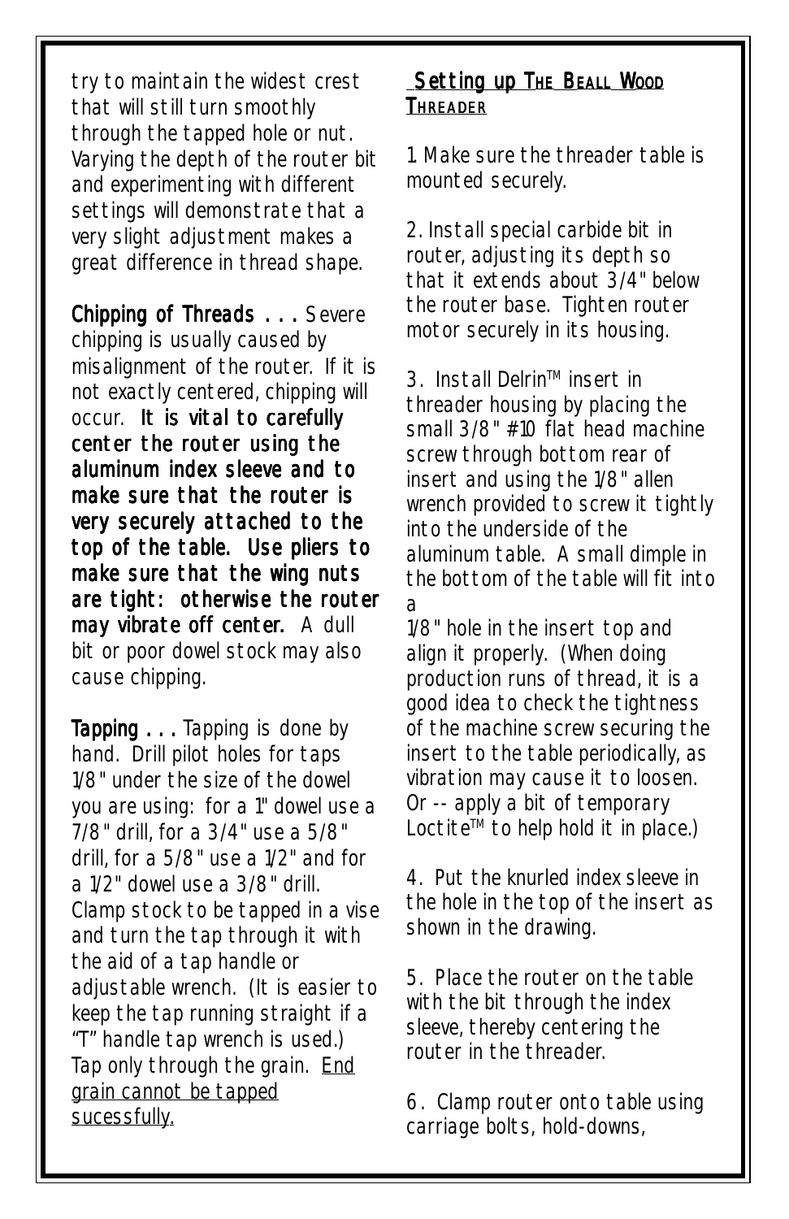try to maintain the widest crest that will still turn smoothly through the tapped hole or nut. Varying the depth of the router bit and experimenting with different settings will demonstrate that a very slight adjustment makes a great difference in thread shape.

**Chipping of Threads . . .** Severe chipping is usually caused by misalignment of the router. If it is not exactly centered, chipping will occur. **It is vital to carefully center the router using the aluminum index sleeve and to make sure that the router is very securely attached to the top of the table. Use pliers to make sure that the wing nuts are tight: otherwise the router may vibrate off center.** A dull bit or poor dowel stock may also cause chipping.

**Tapping . . .** Tapping is done by hand. Drill pilot holes for taps 1/8" under the size of the dowel you are using: for a 1" dowel use a 7/8" drill, for a 3/4" use a 5/8" drill, for a 5/8" use a 1/2" and for a 1/2" dowel use a 3/8" drill. Clamp stock to be tapped in a vise and turn the tap through it with the aid of a tap handle or adjustable wrench. (It is easier to keep the tap running straight if a "T" handle tap wrench is used.) Tap only through the grain. <u>End grain cannot be tapped sucessfully.</u>

## <u>Setting up The Beall Wood Threader</u>

1. Make sure the threader table is mounted securely.

2. Install special carbide bit in router, adjusting its depth so that it extends about 3/4" below the router base. Tighten router motor securely in its housing.

3. Install Delrin™ insert in threader housing by placing the small 3/8" #10 flat head machine screw through bottom rear of insert and using the 1/8" allen wrench provided to screw it tightly into the underside of the aluminum table. A small dimple in the bottom of the table will fit into a 1/8" hole in the insert top and align it properly. (When doing production runs of thread, it is a good idea to check the tightness of the machine screw securing the insert to the table periodically, as vibration may cause it to loosen. Or -- apply a bit of temporary Loctite™ to help hold it in place.)

4. Put the knurled index sleeve in the hole in the top of the insert as shown in the drawing.

5. Place the router on the table with the bit through the index sleeve, thereby centering the router in the threader.

6. Clamp router onto table using carriage bolts, hold-downs,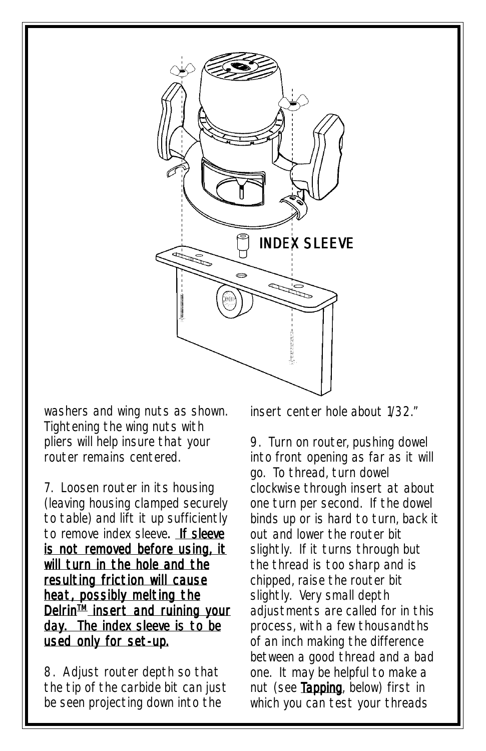INDEX SLEEVE

washers and wing nuts as shown. Tightening the wing nuts with pliers will help insure that your router remains centered.

7. Loosen router in its housing (leaving housing clamped securely to table) and lift it up sufficiently to remove index sleeve. **<u>If sleeve is not removed before using, it will turn in the hole and the resulting friction will cause heat, possibly melting the Delrin™ insert and ruining your day. The index sleeve is to be used only for set-up.</u>**

8. Adjust router depth so that the tip of the carbide bit can just be seen projecting down into the insert center hole about 1/32."

9. Turn on router, pushing dowel into front opening as far as it will go. To thread, turn dowel clockwise through insert at about one turn per second. If the dowel binds up or is hard to turn, back it out and lower the router bit slightly. If it turns through but the thread is too sharp and is chipped, raise the router bit slightly. Very small depth adjustments are called for in this process, with a few thousandths of an inch making the difference between a good thread and a bad one. It may be helpful to make a nut (see **<u>Tapping</u>**, below) first in which you can test your threads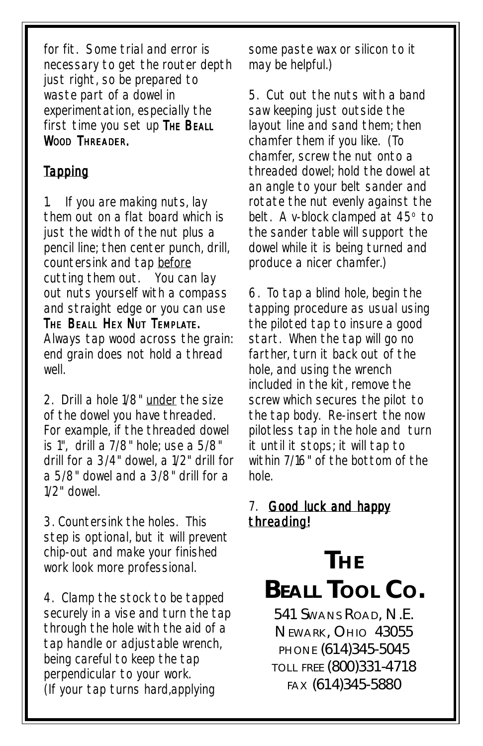for fit. Some trial and error is necessary to get the router depth just right, so be prepared to waste part of a dowel in experimentation, especially the first time you set up **THE BEALL WOOD THREADER.**

## Tapping

1. If you are making nuts, lay them out on a flat board which is just the width of the nut plus a pencil line; then center punch, drill, countersink and tap before cutting them out. You can lay out nuts yourself with a compass and straight edge or you can use **THE BEALL HEX NUT TEMPLATE.** Always tap wood across the grain: end grain does not hold a thread well.

2. Drill a hole 1/8" under the size of the dowel you have threaded. For example, if the threaded dowel is 1", drill a 7/8" hole; use a 5/8" drill for a 3/4" dowel, a 1/2" drill for a 5/8" dowel and a 3/8" drill for a 1/2" dowel.

3. Countersink the holes. This step is optional, but it will prevent chip-out and make your finished work look more professional.

4. Clamp the stock to be tapped securely in a vise and turn the tap through the hole with the aid of a tap handle or adjustable wrench, being careful to keep the tap perpendicular to your work. (If your tap turns hard, applying some paste wax or silicon to it may be helpful.)

5. Cut out the nuts with a band saw keeping just outside the layout line and sand them; then chamfer them if you like. (To chamfer, screw the nut onto a threaded dowel; hold the dowel at an angle to your belt sander and rotate the nut evenly against the belt. A v-block clamped at 45° to the sander table will support the dowel while it is being turned and produce a nicer chamfer.)

6. To tap a blind hole, begin the tapping procedure as usual using the piloted tap to insure a good start. When the tap will go no farther, turn it back out of the hole, and using the wrench included in the kit, remove the screw which secures the pilot to the tap body. Re-insert the now pilotless tap in the hole and turn it until it stops; it will tap to within 7/16" of the bottom of the hole.

7. **Good luck and happy threading!**

# THE BEALL TOOL CO.

541 SWANS ROAD, N.E.
NEWARK, OHIO 43055
PHONE (614)345-5045
TOLL FREE (800)331-4718
FAX (614)345-5880